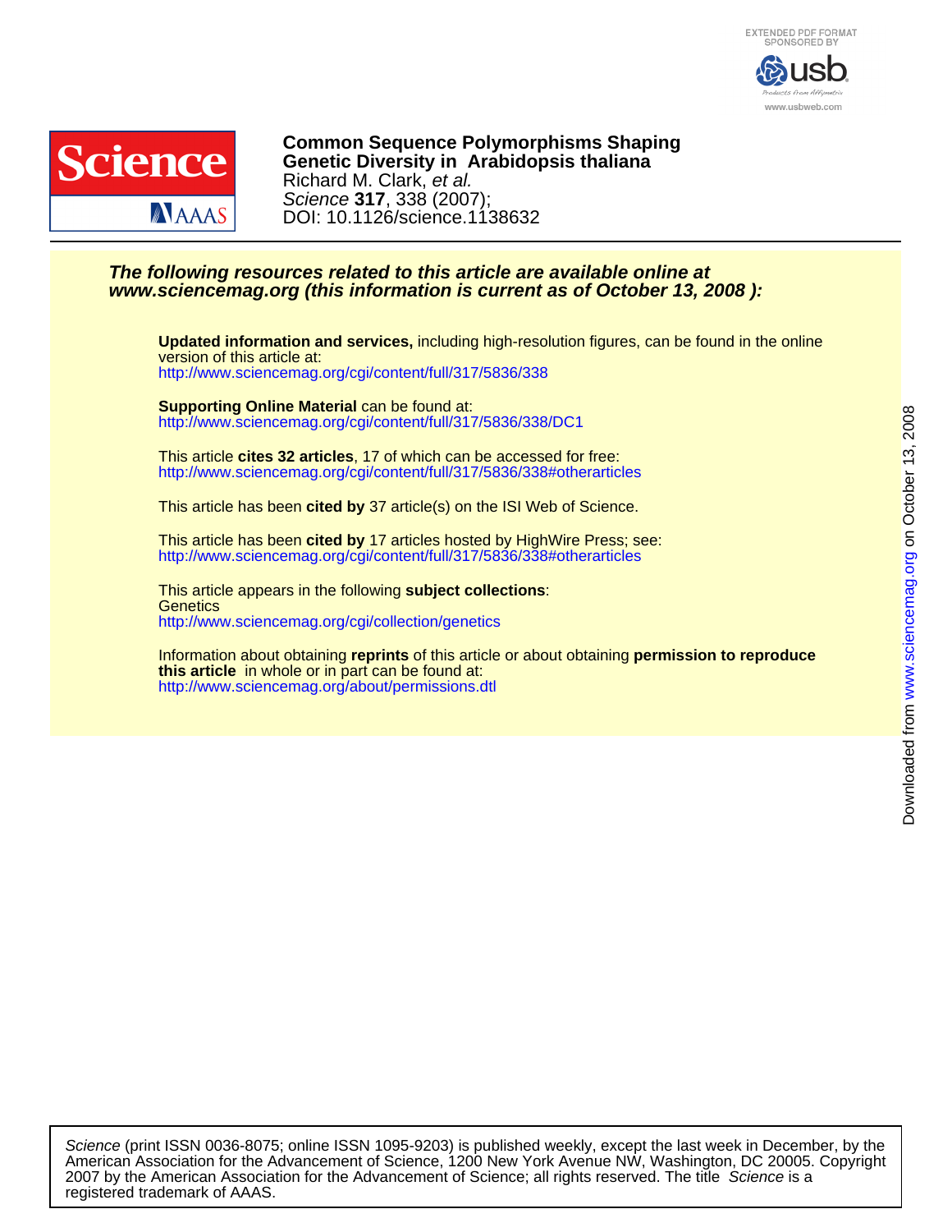EXTENDED PDF FORMAT
SPONSORED BY

www.usbweb.com

**Common Sequence Polymorphisms Shaping Genetic Diversity in Arabidopsis thaliana**
Richard M. Clark, *et al.*
*Science* **317**, 338 (2007);
DOI: 10.1126/science.1138632

***The following resources related to this article are available online at www.sciencemag.org (this information is current as of October 13, 2008 ):***

**Updated information and services,** including high-resolution figures, can be found in the online version of this article at:
http://www.sciencemag.org/cgi/content/full/317/5836/338

**Supporting Online Material** can be found at:
http://www.sciencemag.org/cgi/content/full/317/5836/338/DC1

This article **cites 32 articles**, 17 of which can be accessed for free:
http://www.sciencemag.org/cgi/content/full/317/5836/338#otherarticles

This article has been **cited by** 37 article(s) on the ISI Web of Science.

This article has been **cited by** 17 articles hosted by HighWire Press; see:
http://www.sciencemag.org/cgi/content/full/317/5836/338#otherarticles

This article appears in the following **subject collections**:
Genetics
http://www.sciencemag.org/cgi/collection/genetics

Information about obtaining **reprints** of this article or about obtaining **permission to reproduce this article** in whole or in part can be found at:
http://www.sciencemag.org/about/permissions.dtl

Downloaded from www.sciencemag.org on October 13, 2008

*Science* (print ISSN 0036-8075; online ISSN 1095-9203) is published weekly, except the last week in December, by the American Association for the Advancement of Science, 1200 New York Avenue NW, Washington, DC 20005. Copyright 2007 by the American Association for the Advancement of Science; all rights reserved. The title *Science* is a registered trademark of AAAS.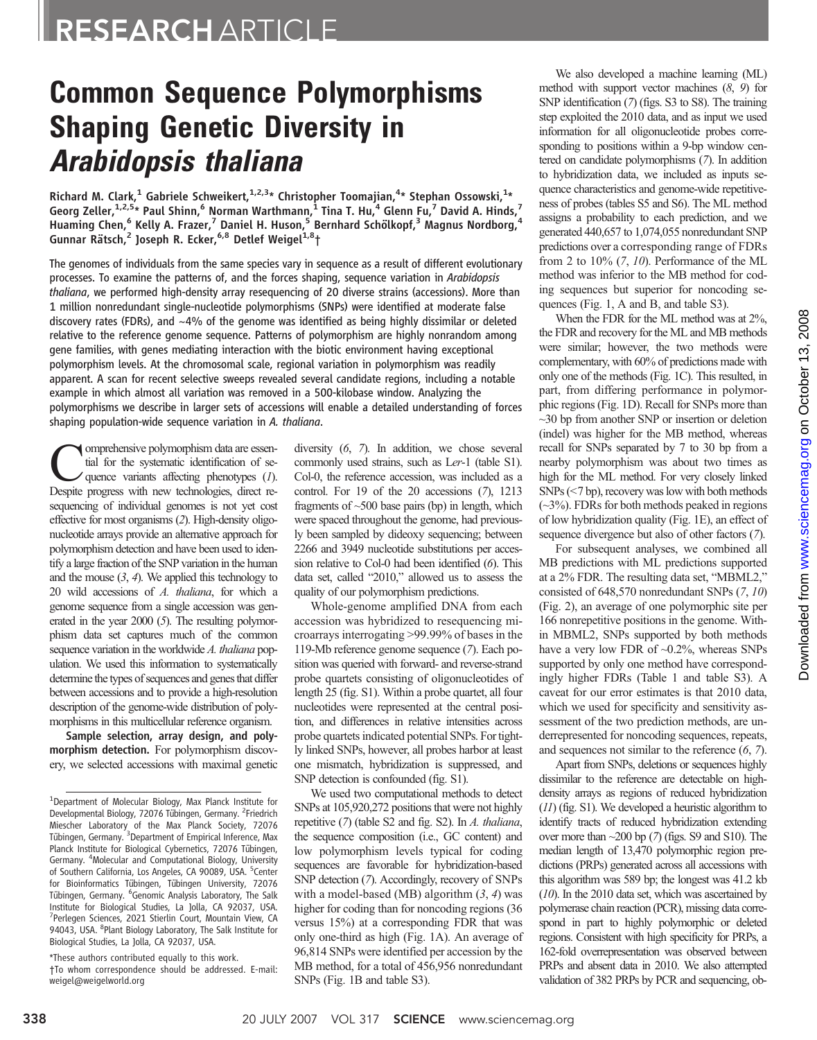# RESEARCH ARTICLE

# Common Sequence Polymorphisms Shaping Genetic Diversity in *Arabidopsis thaliana*

**Richard M. Clark,[1] Gabriele Schweikert,[1,2,3]* Christopher Toomajian,[4]* Stephan Ossowski,[1]* Georg Zeller,[1,2,5]* Paul Shinn,[6] Norman Warthmann,[1] Tina T. Hu,[4] Glenn Fu,[7] David A. Hinds,[7] Huaming Chen,[6] Kelly A. Frazer,[7] Daniel H. Huson,[5] Bernhard Schölkopf,[3] Magnus Nordborg,[4] Gunnar Rätsch,[2] Joseph R. Ecker,[6,8] Detlef Weigel[1,8]†**

The genomes of individuals from the same species vary in sequence as a result of different evolutionary processes. To examine the patterns of, and the forces shaping, sequence variation in *Arabidopsis thaliana*, we performed high-density array resequencing of 20 diverse strains (accessions). More than 1 million nonredundant single-nucleotide polymorphisms (SNPs) were identified at moderate false discovery rates (FDRs), and ~4% of the genome was identified as being highly dissimilar or deleted relative to the reference genome sequence. Patterns of polymorphism are highly nonrandom among gene families, with genes mediating interaction with the biotic environment having exceptional polymorphism levels. At the chromosomal scale, regional variation in polymorphism was readily apparent. A scan for recent selective sweeps revealed several candidate regions, including a notable example in which almost all variation was removed in a 500-kilobase window. Analyzing the polymorphisms we describe in larger sets of accessions will enable a detailed understanding of forces shaping population-wide sequence variation in *A. thaliana*.

Comprehensive polymorphism data are essential for the systematic identification of sequence variants affecting phenotypes (*1*). Despite progress with new technologies, direct resequencing of individual genomes is not yet cost effective for most organisms (*2*). High-density oligonucleotide arrays provide an alternative approach for polymorphism detection and have been used to identify a large fraction of the SNP variation in the human and the mouse (*3*, *4*). We applied this technology to 20 wild accessions of *A. thaliana*, for which a genome sequence from a single accession was generated in the year 2000 (*5*). The resulting polymorphism data set captures much of the common sequence variation in the worldwide *A. thaliana* population. We used this information to systematically determine the types of sequences and genes that differ between accessions and to provide a high-resolution description of the genome-wide distribution of polymorphisms in this multicellular reference organism.

**Sample selection, array design, and polymorphism detection.** For polymorphism discovery, we selected accessions with maximal genetic diversity (*6*, *7*). In addition, we chose several commonly used strains, such as L*er*-1 (table S1). Col-0, the reference accession, was included as a control. For 19 of the 20 accessions (*7*), 1213 fragments of ~500 base pairs (bp) in length, which were spaced throughout the genome, had previously been sampled by dideoxy sequencing; between 2266 and 3949 nucleotide substitutions per accession relative to Col-0 had been identified (*6*). This data set, called "2010," allowed us to assess the quality of our polymorphism predictions.

Whole-genome amplified DNA from each accession was hybridized to resequencing microarrays interrogating >99.99% of bases in the 119-Mb reference genome sequence (*7*). Each position was queried with forward- and reverse-strand probe quartets consisting of oligonucleotides of length 25 (fig. S1). Within a probe quartet, all four nucleotides were represented at the central position, and differences in relative intensities across probe quartets indicated potential SNPs. For tightly linked SNPs, however, all probes harbor at least one mismatch, hybridization is suppressed, and SNP detection is confounded (fig. S1).

We used two computational methods to detect SNPs at 105,920,272 positions that were not highly repetitive (*7*) (table S2 and fig. S2). In *A. thaliana*, the sequence composition (i.e., GC content) and low polymorphism levels typical for coding sequences are favorable for hybridization-based SNP detection (*7*). Accordingly, recovery of SNPs with a model-based (MB) algorithm (*3*, *4*) was higher for coding than for noncoding regions (36 versus 15%) at a corresponding FDR that was only one-third as high (Fig. 1A). An average of 96,814 SNPs were identified per accession by the MB method, for a total of 456,956 nonredundant SNPs (Fig. 1B and table S3).

We also developed a machine learning (ML) method with support vector machines (*8*, *9*) for SNP identification (*7*) (figs. S3 to S8). The training step exploited the 2010 data, and as input we used information for all oligonucleotide probes corresponding to positions within a 9-bp window centered on candidate polymorphisms (*7*). In addition to hybridization data, we included as inputs sequence characteristics and genome-wide repetitiveness of probes (tables S5 and S6). The ML method assigns a probability to each prediction, and we generated 440,657 to 1,074,055 nonredundant SNP predictions over a corresponding range of FDRs from 2 to 10% (*7*, *10*). Performance of the ML method was inferior to the MB method for coding sequences but superior for noncoding sequences (Fig. 1, A and B, and table S3).

When the FDR for the ML method was at 2%, the FDR and recovery for the ML and MB methods were similar; however, the two methods were complementary, with 60% of predictions made with only one of the methods (Fig. 1C). This resulted, in part, from differing performance in polymorphic regions (Fig. 1D). Recall for SNPs more than ~30 bp from another SNP or insertion or deletion (indel) was higher for the MB method, whereas recall for SNPs separated by 7 to 30 bp from a nearby polymorphism was about two times as high for the ML method. For very closely linked SNPs (<7 bp), recovery was low with both methods (~3%). FDRs for both methods peaked in regions of low hybridization quality (Fig. 1E), an effect of sequence divergence but also of other factors (*7*).

For subsequent analyses, we combined all MB predictions with ML predictions supported at a 2% FDR. The resulting data set, "MBML2," consisted of 648,570 nonredundant SNPs (*7*, *10*) (Fig. 2), an average of one polymorphic site per 166 nonrepetitive positions in the genome. Within MBML2, SNPs supported by both methods have a very low FDR of ~0.2%, whereas SNPs supported by only one method have correspondingly higher FDRs (Table 1 and table S3). A caveat for our error estimates is that 2010 data, which we used for specificity and sensitivity assessment of the two prediction methods, are underrepresented for noncoding sequences, repeats, and sequences not similar to the reference (*6*, *7*).

Apart from SNPs, deletions or sequences highly dissimilar to the reference are detectable on high-density arrays as regions of reduced hybridization (*11*) (fig. S1). We developed a heuristic algorithm to identify tracts of reduced hybridization extending over more than ~200 bp (*7*) (figs. S9 and S10). The median length of 13,470 polymorphic region predictions (PRPs) generated across all accessions with this algorithm was 589 bp; the longest was 41.2 kb (*10*). In the 2010 data set, which was ascertained by polymerase chain reaction (PCR), missing data correspond in part to highly polymorphic or deleted regions. Consistent with high specificity for PRPs, a 162-fold overrepresentation was observed between PRPs and absent data in 2010. We also attempted validation of 382 PRPs by PCR and sequencing, ob-

---

[1]Department of Molecular Biology, Max Planck Institute for Developmental Biology, 72076 Tübingen, Germany. [2]Friedrich Miescher Laboratory of the Max Planck Society, 72076 Tübingen, Germany. [3]Department of Empirical Inference, Max Planck Institute for Biological Cybernetics, 72076 Tübingen, Germany. [4]Molecular and Computational Biology, University of Southern California, Los Angeles, CA 90089, USA. [5]Center for Bioinformatics Tübingen, Tübingen University, 72076 Tübingen, Germany. [6]Genomic Analysis Laboratory, The Salk Institute for Biological Studies, La Jolla, CA 92037, USA. [7]Perlegen Sciences, 2021 Stierlin Court, Mountain View, CA 94043, USA. [8]Plant Biology Laboratory, The Salk Institute for Biological Studies, La Jolla, CA 92037, USA.

*These authors contributed equally to this work.

†To whom correspondence should be addressed. E-mail: weigel@weigelworld.org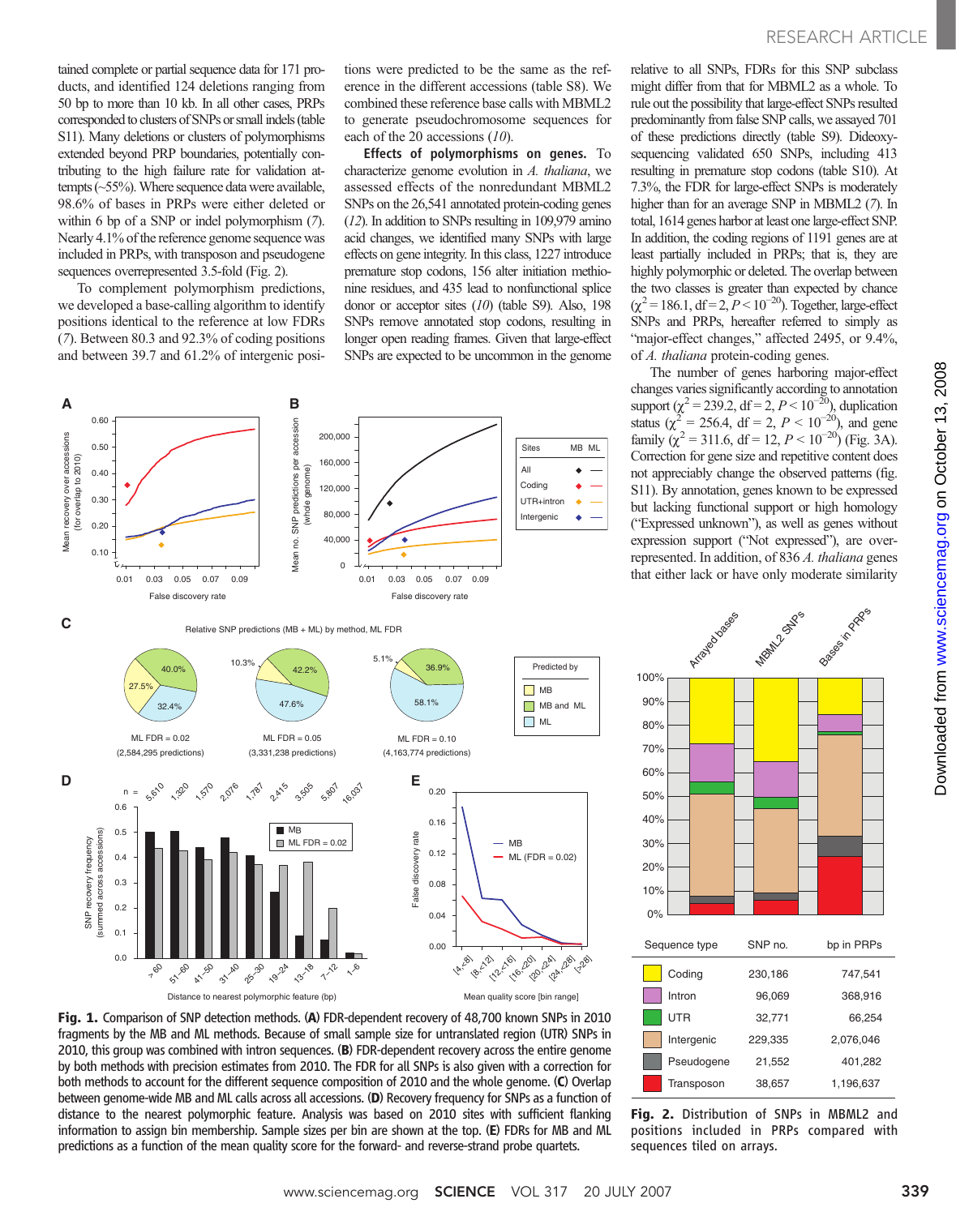tained complete or partial sequence data for 171 products, and identified 124 deletions ranging from 50 bp to more than 10 kb. In all other cases, PRPs corresponded to clusters of SNPs or small indels (table S11). Many deletions or clusters of polymorphisms extended beyond PRP boundaries, potentially contributing to the high failure rate for validation attempts (~55%). Where sequence data were available, 98.6% of bases in PRPs were either deleted or within 6 bp of a SNP or indel polymorphism (7). Nearly 4.1% of the reference genome sequence was included in PRPs, with transposon and pseudogene sequences overrepresented 3.5-fold (Fig. 2).

To complement polymorphism predictions, we developed a base-calling algorithm to identify positions identical to the reference at low FDRs (7). Between 80.3 and 92.3% of coding positions and between 39.7 and 61.2% of intergenic positions were predicted to be the same as the reference in the different accessions (table S8). We combined these reference base calls with MBML2 to generate pseudochromosome sequences for each of the 20 accessions (10).

**Effects of polymorphisms on genes.** To characterize genome evolution in *A. thaliana*, we assessed effects of the nonredundant MBML2 SNPs on the 26,541 annotated protein-coding genes (12). In addition to SNPs resulting in 109,979 amino acid changes, we identified many SNPs with large effects on gene integrity. In this class, 1227 introduce premature stop codons, 156 alter initiation methionine residues, and 435 lead to nonfunctional splice donor or acceptor sites (10) (table S9). Also, 198 SNPs remove annotated stop codons, resulting in longer open reading frames. Given that large-effect SNPs are expected to be uncommon in the genome relative to all SNPs, FDRs for this SNP subclass might differ from that for MBML2 as a whole. To rule out the possibility that large-effect SNPs resulted predominantly from false SNP calls, we assayed 701 of these predictions directly (table S9). Dideoxy-sequencing validated 650 SNPs, including 413 resulting in premature stop codons (table S10). At 7.3%, the FDR for large-effect SNPs is moderately higher than for an average SNP in MBML2 (7). In total, 1614 genes harbor at least one large-effect SNP. In addition, the coding regions of 1191 genes are at least partially included in PRPs; that is, they are highly polymorphic or deleted. The overlap between the two classes is greater than expected by chance ($\chi^2 = 186.1$, df = 2, $P < 10^{-20}$). Together, large-effect SNPs and PRPs, hereafter referred to simply as "major-effect changes," affected 2495, or 9.4%, of *A. thaliana* protein-coding genes.

The number of genes harboring major-effect changes varies significantly according to annotation support ($\chi^2 = 239.2$, df = 2, $P < 10^{-20}$), duplication status ($\chi^2 = 256.4$, df = 2, $P < 10^{-20}$), and gene family ($\chi^2 = 311.6$, df = 12, $P < 10^{-20}$) (Fig. 3A). Correction for gene size and repetitive content does not appreciably change the observed patterns (fig. S11). By annotation, genes known to be expressed but lacking functional support or high homology ("Expressed unknown"), as well as genes without expression support ("Not expressed"), are overrepresented. In addition, of 836 *A. thaliana* genes that either lack or have only moderate similarity

**Fig. 1.** Comparison of SNP detection methods. (**A**) FDR-dependent recovery of 48,700 known SNPs in 2010 fragments by the MB and ML methods. Because of small sample size for untranslated region (UTR) SNPs in 2010, this group was combined with intron sequences. (**B**) FDR-dependent recovery across the entire genome by both methods with precision estimates from 2010. The FDR for all SNPs is also given with a correction for both methods to account for the different sequence composition of 2010 and the whole genome. (**C**) Overlap between genome-wide MB and ML calls across all accessions. (**D**) Recovery frequency for SNPs as a function of distance to the nearest polymorphic feature. Analysis was based on 2010 sites with sufficient flanking information to assign bin membership. Sample sizes per bin are shown at the top. (**E**) FDRs for MB and ML predictions as a function of the mean quality score for the forward- and reverse-strand probe quartets.

| Sequence type | SNP no. | bp in PRPs |
|---|---|---|
| Coding | 230,186 | 747,541 |
| Intron | 96,069 | 368,916 |
| UTR | 32,771 | 66,254 |
| Intergenic | 229,335 | 2,076,046 |
| Pseudogene | 21,552 | 401,282 |
| Transposon | 38,657 | 1,196,637 |

**Fig. 2.** Distribution of SNPs in MBML2 and positions included in PRPs compared with sequences tiled on arrays.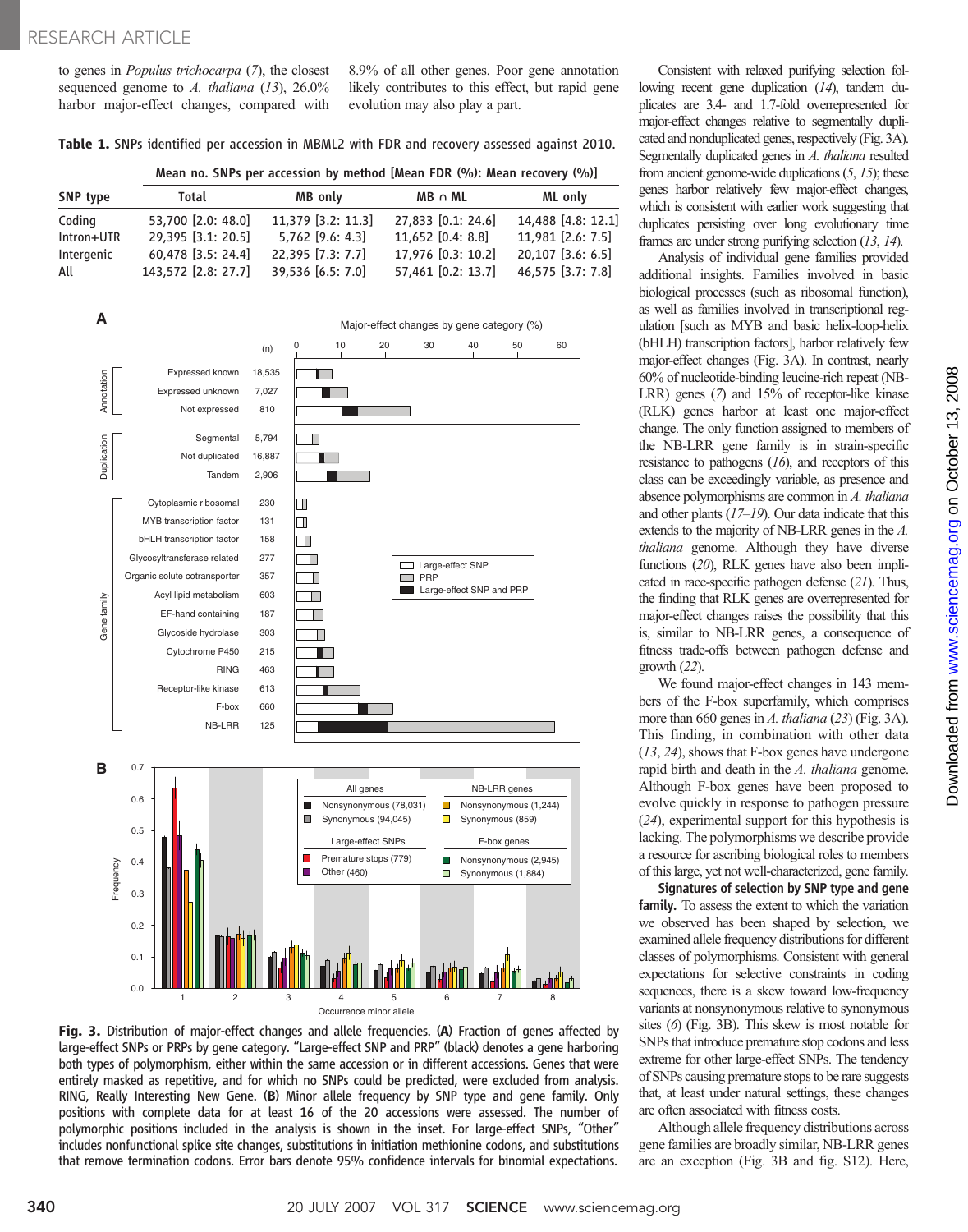to genes in *Populus trichocarpa* (7), the closest sequenced genome to *A. thaliana* (13), 26.0% harbor major-effect changes, compared with 8.9% of all other genes. Poor gene annotation likely contributes to this effect, but rapid gene evolution may also play a part.

**Table 1.** SNPs identified per accession in MBML2 with FDR and recovery assessed against 2010.

| SNP type | Mean no. SNPs per accession by method [Mean FDR (%): Mean recovery (%)] | | | |
|---|---|---|---|---|
| | Total | MB only | MB ∩ ML | ML only |
| Coding | 53,700 [2.0: 48.0] | 11,379 [3.2: 11.3] | 27,833 [0.1: 24.6] | 14,488 [4.8: 12.1] |
| Intron+UTR | 29,395 [3.1: 20.5] | 5,762 [9.6: 4.3] | 11,652 [0.4: 8.8] | 11,981 [2.6: 7.5] |
| Intergenic | 60,478 [3.5: 24.4] | 22,395 [7.3: 7.7] | 17,976 [0.3: 10.2] | 20,107 [3.6: 6.5] |
| All | 143,572 [2.8: 27.7] | 39,536 [6.5: 7.0] | 57,461 [0.2: 13.7] | 46,575 [3.7: 7.8] |

**Fig. 3.** Distribution of major-effect changes and allele frequencies. (**A**) Fraction of genes affected by large-effect SNPs or PRPs by gene category. "Large-effect SNP and PRP" (black) denotes a gene harboring both types of polymorphism, either within the same accession or in different accessions. Genes that were entirely masked as repetitive, and for which no SNPs could be predicted, were excluded from analysis. RING, Really Interesting New Gene. (**B**) Minor allele frequency by SNP type and gene family. Only positions with complete data for at least 16 of the 20 accessions were assessed. The number of polymorphic positions included in the analysis is shown in the inset. For large-effect SNPs, "Other" includes nonfunctional splice site changes, substitutions in initiation methionine codons, and substitutions that remove termination codons. Error bars denote 95% confidence intervals for binomial expectations.

Consistent with relaxed purifying selection following recent gene duplication (14), tandem duplicates are 3.4- and 1.7-fold overrepresented for major-effect changes relative to segmentally duplicated and nonduplicated genes, respectively (Fig. 3A). Segmentally duplicated genes in *A. thaliana* resulted from ancient genome-wide duplications (5, 15); these genes harbor relatively few major-effect changes, which is consistent with earlier work suggesting that duplicates persisting over long evolutionary time frames are under strong purifying selection (13, 14).

Analysis of individual gene families provided additional insights. Families involved in basic biological processes (such as ribosomal function), as well as families involved in transcriptional regulation [such as MYB and basic helix-loop-helix (bHLH) transcription factors], harbor relatively few major-effect changes (Fig. 3A). In contrast, nearly 60% of nucleotide-binding leucine-rich repeat (NB-LRR) genes (7) and 15% of receptor-like kinase (RLK) genes harbor at least one major-effect change. The only function assigned to members of the NB-LRR gene family is in strain-specific resistance to pathogens (16), and receptors of this class can be exceedingly variable, as presence and absence polymorphisms are common in *A. thaliana* and other plants (17–19). Our data indicate that this extends to the majority of NB-LRR genes in the *A. thaliana* genome. Although they have diverse functions (20), RLK genes have also been implicated in race-specific pathogen defense (21). Thus, the finding that RLK genes are overrepresented for major-effect changes raises the possibility that this is, similar to NB-LRR genes, a consequence of fitness trade-offs between pathogen defense and growth (22).

We found major-effect changes in 143 members of the F-box superfamily, which comprises more than 660 genes in *A. thaliana* (23) (Fig. 3A). This finding, in combination with other data (13, 24), shows that F-box genes have undergone rapid birth and death in the *A. thaliana* genome. Although F-box genes have been proposed to evolve quickly in response to pathogen pressure (24), experimental support for this hypothesis is lacking. The polymorphisms we describe provide a resource for ascribing biological roles to members of this large, yet not well-characterized, gene family.

**Signatures of selection by SNP type and gene family.** To assess the extent to which the variation we observed has been shaped by selection, we examined allele frequency distributions for different classes of polymorphisms. Consistent with general expectations for selective constraints in coding sequences, there is a skew toward low-frequency variants at nonsynonymous relative to synonymous sites (6) (Fig. 3B). This skew is most notable for SNPs that introduce premature stop codons and less extreme for other large-effect SNPs. The tendency of SNPs causing premature stops to be rare suggests that, at least under natural settings, these changes are often associated with fitness costs.

Although allele frequency distributions across gene families are broadly similar, NB-LRR genes are an exception (Fig. 3B and fig. S12). Here,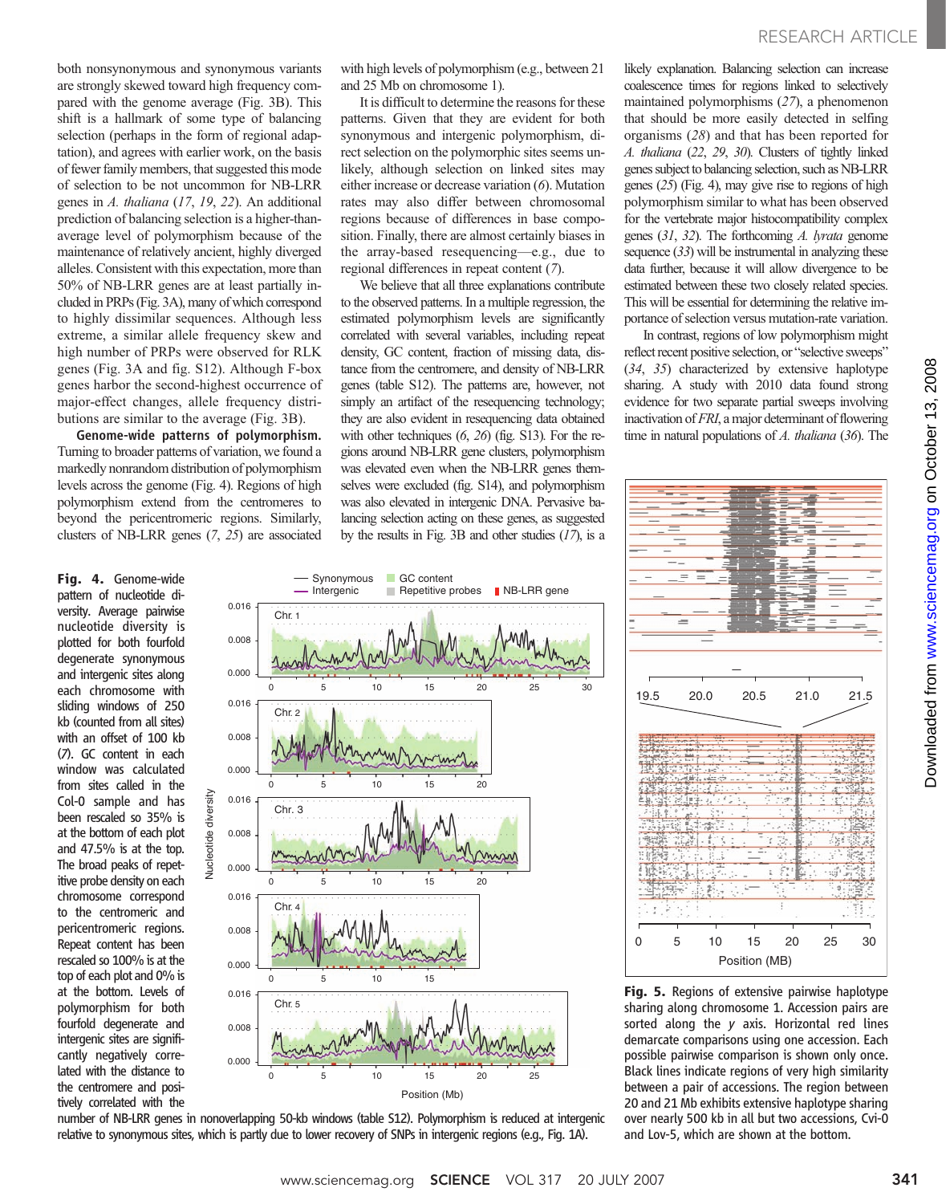both nonsynonymous and synonymous variants are strongly skewed toward high frequency compared with the genome average (Fig. 3B). This shift is a hallmark of some type of balancing selection (perhaps in the form of regional adaptation), and agrees with earlier work, on the basis of fewer family members, that suggested this mode of selection to be not uncommon for NB-LRR genes in *A. thaliana* (*17*, *19*, *22*). An additional prediction of balancing selection is a higher-than-average level of polymorphism because of the maintenance of relatively ancient, highly diverged alleles. Consistent with this expectation, more than 50% of NB-LRR genes are at least partially included in PRPs (Fig. 3A), many of which correspond to highly dissimilar sequences. Although less extreme, a similar allele frequency skew and high number of PRPs were observed for RLK genes (Fig. 3A and fig. S12). Although F-box genes harbor the second-highest occurrence of major-effect changes, allele frequency distributions are similar to the average (Fig. 3B).

**Genome-wide patterns of polymorphism.** Turning to broader patterns of variation, we found a markedly nonrandom distribution of polymorphism levels across the genome (Fig. 4). Regions of high polymorphism extend from the centromeres to beyond the pericentromeric regions. Similarly, clusters of NB-LRR genes (*7*, *25*) are associated with high levels of polymorphism (e.g., between 21 and 25 Mb on chromosome 1).

It is difficult to determine the reasons for these patterns. Given that they are evident for both synonymous and intergenic polymorphism, direct selection on the polymorphic sites seems unlikely, although selection on linked sites may either increase or decrease variation (*6*). Mutation rates may also differ between chromosomal regions because of differences in base composition. Finally, there are almost certainly biases in the array-based resequencing—e.g., due to regional differences in repeat content (*7*).

We believe that all three explanations contribute to the observed patterns. In a multiple regression, the estimated polymorphism levels are significantly correlated with several variables, including repeat density, GC content, fraction of missing data, distance from the centromere, and density of NB-LRR genes (table S12). The patterns are, however, not simply an artifact of the resequencing technology; they are also evident in resequencing data obtained with other techniques (*6*, *26*) (fig. S13). For the regions around NB-LRR gene clusters, polymorphism was elevated even when the NB-LRR genes themselves were excluded (fig. S14), and polymorphism was also elevated in intergenic DNA. Pervasive balancing selection acting on these genes, as suggested by the results in Fig. 3B and other studies (*17*), is a likely explanation. Balancing selection can increase coalescence times for regions linked to selectively maintained polymorphisms (*27*), a phenomenon that should be more easily detected in selfing organisms (*28*) and that has been reported for *A. thaliana* (*22*, *29*, *30*). Clusters of tightly linked genes subject to balancing selection, such as NB-LRR genes (*25*) (Fig. 4), may give rise to regions of high polymorphism similar to what has been observed for the vertebrate major histocompatibility complex genes (*31*, *32*). The forthcoming *A. lyrata* genome sequence (*33*) will be instrumental in analyzing these data further, because it will allow divergence to be estimated between these two closely related species. This will be essential for determining the relative importance of selection versus mutation-rate variation.

In contrast, regions of low polymorphism might reflect recent positive selection, or "selective sweeps" (*34*, *35*) characterized by extensive haplotype sharing. A study with 2010 data found strong evidence for two separate partial sweeps involving inactivation of *FRI*, a major determinant of flowering time in natural populations of *A. thaliana* (*36*). The

**Fig. 4.** Genome-wide pattern of nucleotide diversity. Average pairwise nucleotide diversity is plotted for both fourfold degenerate synonymous and intergenic sites along each chromosome with sliding windows of 250 kb (counted from all sites) with an offset of 100 kb (*7*). GC content in each window was calculated from sites called in the Col-0 sample and has been rescaled so 35% is at the bottom of each plot and 47.5% is at the top. The broad peaks of repetitive probe density on each chromosome correspond to the centromeric and pericentromeric regions. Repeat content has been rescaled so 100% is at the top of each plot and 0% is at the bottom. Levels of polymorphism for both fourfold degenerate and intergenic sites are significantly negatively correlated with the distance to the centromere and positively correlated with the number of NB-LRR genes in nonoverlapping 50-kb windows (table S12). Polymorphism is reduced at intergenic relative to synonymous sites, which is partly due to lower recovery of SNPs in intergenic regions (e.g., Fig. 1A).

**Fig. 5.** Regions of extensive pairwise haplotype sharing along chromosome 1. Accession pairs are sorted along the *y* axis. Horizontal red lines demarcate comparisons using one accession. Each possible pairwise comparison is shown only once. Black lines indicate regions of very high similarity between a pair of accessions. The region between 20 and 21 Mb exhibits extensive haplotype sharing over nearly 500 kb in all but two accessions, Cvi-0 and Lov-5, which are shown at the bottom.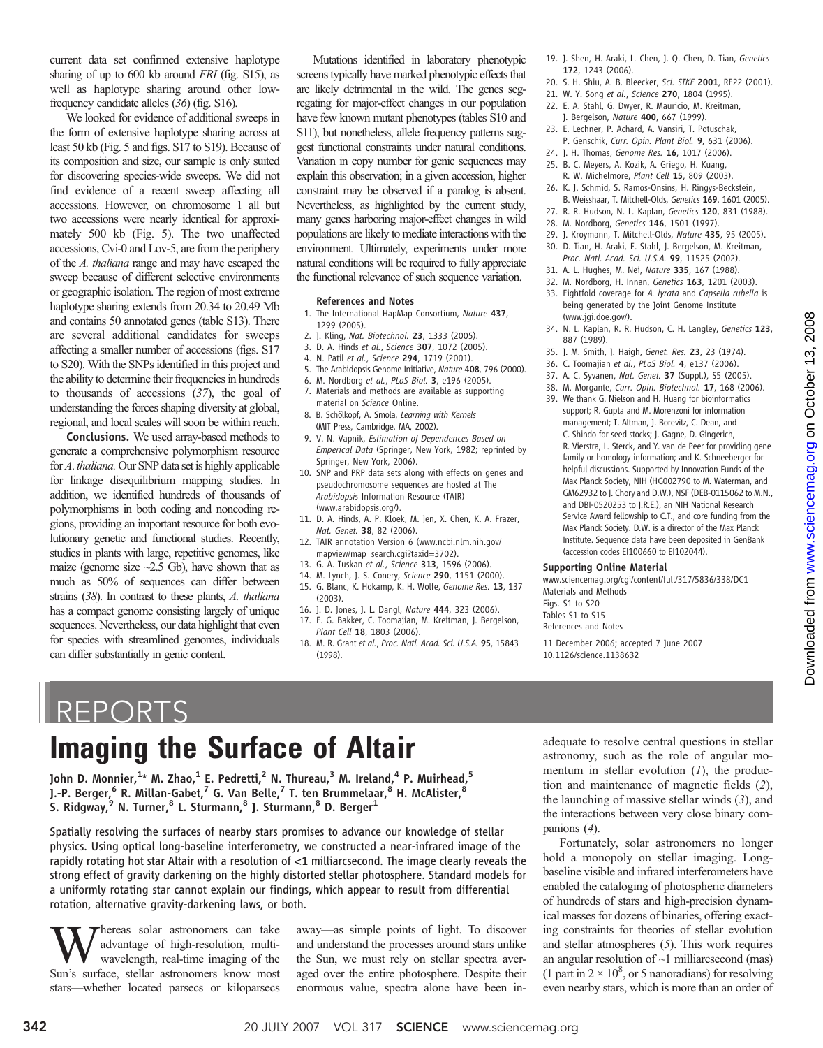current data set confirmed extensive haplotype sharing of up to 600 kb around *FRI* (fig. S15), as well as haplotype sharing around other low-frequency candidate alleles (*36*) (fig. S16).

We looked for evidence of additional sweeps in the form of extensive haplotype sharing across at least 50 kb (Fig. 5 and figs. S17 to S19). Because of its composition and size, our sample is only suited for discovering species-wide sweeps. We did not find evidence of a recent sweep affecting all accessions. However, on chromosome 1 all but two accessions were nearly identical for approximately 500 kb (Fig. 5). The two unaffected accessions, Cvi-0 and Lov-5, are from the periphery of the *A. thaliana* range and may have escaped the sweep because of different selective environments or geographic isolation. The region of most extreme haplotype sharing extends from 20.34 to 20.49 Mb and contains 50 annotated genes (table S13). There are several additional candidates for sweeps affecting a smaller number of accessions (figs. S17 to S20). With the SNPs identified in this project and the ability to determine their frequencies in hundreds to thousands of accessions (*37*), the goal of understanding the forces shaping diversity at global, regional, and local scales will soon be within reach.

**Conclusions.** We used array-based methods to generate a comprehensive polymorphism resource for *A. thaliana.* Our SNP data set is highly applicable for linkage disequilibrium mapping studies. In addition, we identified hundreds of thousands of polymorphisms in both coding and noncoding regions, providing an important resource for both evolutionary genetic and functional studies. Recently, studies in plants with large, repetitive genomes, like maize (genome size ~2.5 Gb), have shown that as much as 50% of sequences can differ between strains (*38*). In contrast to these plants, *A. thaliana* has a compact genome consisting largely of unique sequences. Nevertheless, our data highlight that even for species with streamlined genomes, individuals can differ substantially in genic content.

Mutations identified in laboratory phenotypic screens typically have marked phenotypic effects that are likely detrimental in the wild. The genes segregating for major-effect changes in our population have few known mutant phenotypes (tables S10 and S11), but nonetheless, allele frequency patterns suggest functional constraints under natural conditions. Variation in copy number for genic sequences may explain this observation; in a given accession, higher constraint may be observed if a paralog is absent. Nevertheless, as highlighted by the current study, many genes harboring major-effect changes in wild populations are likely to mediate interactions with the environment. Ultimately, experiments under more natural conditions will be required to fully appreciate the functional relevance of such sequence variation.

### References and Notes

1. The International HapMap Consortium, *Nature* **437**, 1299 (2005).
2. J. Kling, *Nat. Biotechnol.* **23**, 1333 (2005).
3. D. A. Hinds *et al.*, *Science* **307**, 1072 (2005).
4. N. Patil *et al.*, *Science* **294**, 1719 (2001).
5. The Arabidopsis Genome Initiative, *Nature* **408**, 796 (2000).
6. M. Nordborg *et al.*, *PLoS Biol.* **3**, e196 (2005).
7. Materials and methods are available as supporting material on *Science* Online.
8. B. Schölkopf, A. Smola, *Learning with Kernels* (MIT Press, Cambridge, MA, 2002).
9. V. N. Vapnik, *Estimation of Dependences Based on Emperical Data* (Springer, New York, 1982; reprinted by Springer, New York, 2006).
10. SNP and PRP data sets along with effects on genes and pseudochromosome sequences are hosted at The *Arabidopsis* Information Resource (TAIR) (www.arabidopsis.org/).
11. D. A. Hinds, A. P. Kloek, M. Jen, X. Chen, K. A. Frazer, *Nat. Genet.* **38**, 82 (2006).
12. TAIR annotation Version 6 (www.ncbi.nlm.nih.gov/mapview/map_search.cgi?taxid=3702).
13. G. A. Tuskan *et al.*, *Science* **313**, 1596 (2006).
14. M. Lynch, J. S. Conery, *Science* **290**, 1151 (2000).
15. G. Blanc, K. Hokamp, K. H. Wolfe, *Genome Res.* **13**, 137 (2003).
16. J. D. Jones, J. L. Dangl, *Nature* **444**, 323 (2006).
17. E. G. Bakker, C. Toomajian, M. Kreitman, J. Bergelson, *Plant Cell* **18**, 1803 (2006).
18. M. R. Grant *et al.*, *Proc. Natl. Acad. Sci. U.S.A.* **95**, 15843 (1998).
19. J. Shen, H. Araki, L. Chen, J. Q. Chen, D. Tian, *Genetics* **172**, 1243 (2006).
20. S. H. Shiu, A. B. Bleecker, *Sci. STKE* **2001**, RE22 (2001).
21. W. Y. Song *et al.*, *Science* **270**, 1804 (1995).
22. E. A. Stahl, G. Dwyer, R. Mauricio, M. Kreitman, J. Bergelson, *Nature* **400**, 667 (1999).
23. E. Lechner, P. Achard, A. Vansiri, T. Potuschak, P. Genschik, *Curr. Opin. Plant Biol.* **9**, 631 (2006).
24. J. H. Thomas, *Genome Res.* **16**, 1017 (2006).
25. B. C. Meyers, A. Kozik, A. Griego, H. Kuang, R. W. Michelmore, *Plant Cell* **15**, 809 (2003).
26. K. J. Schmid, S. Ramos-Onsins, H. Ringys-Beckstein, B. Weisshaar, T. Mitchell-Olds, *Genetics* **169**, 1601 (2005).
27. R. R. Hudson, N. L. Kaplan, *Genetics* **120**, 831 (1988).
28. M. Nordborg, *Genetics* **146**, 1501 (1997).
29. J. Kroymann, T. Mitchell-Olds, *Nature* **435**, 95 (2005).
30. D. Tian, H. Araki, E. Stahl, J. Bergelson, M. Kreitman, *Proc. Natl. Acad. Sci. U.S.A.* **99**, 11525 (2002).
31. A. L. Hughes, M. Nei, *Nature* **335**, 167 (1988).
32. M. Nordborg, H. Innan, *Genetics* **163**, 1201 (2003).
33. Eightfold coverage for *A. lyrata* and *Capsella rubella* is being generated by the Joint Genome Institute (www.jgi.doe.gov/).
34. N. L. Kaplan, R. R. Hudson, C. H. Langley, *Genetics* **123**, 887 (1989).
35. J. M. Smith, J. Haigh, *Genet. Res.* **23**, 23 (1974).
36. C. Toomajian *et al.*, *PLoS Biol.* **4**, e137 (2006).
37. A. C. Syvanen, *Nat. Genet.* **37** (Suppl.), S5 (2005).
38. M. Morgante, *Curr. Opin. Biotechnol.* **17**, 168 (2006).
39. We thank G. Nielson and H. Huang for bioinformatics support; R. Gupta and M. Morenzoni for information management; T. Altman, J. Borevitz, C. Dean, and C. Shindo for seed stocks; J. Gagne, D. Gingerich, R. Vierstra, L. Sterck, and Y. van de Peer for providing gene family or homology information; and K. Schneeberger for helpful discussions. Supported by Innovation Funds of the Max Planck Society, NIH (HG002790 to M. Waterman, and GM62932 to J. Chory and D.W.), NSF (DEB-0115062 to M.N., and DBI-0520253 to J.R.E.), an NIH National Research Service Award fellowship to C.T., and core funding from the Max Planck Society. D.W. is a director of the Max Planck Institute. Sequence data have been deposited in GenBank (accession codes EI100660 to EI102044).

### Supporting Online Material

www.sciencemag.org/cgi/content/full/317/5836/338/DC1
Materials and Methods
Figs. S1 to S20
Tables S1 to S15
References and Notes

11 December 2006; accepted 7 June 2007
10.1126/science.1138632

# REPORTS

## Imaging the Surface of Altair

**John D. Monnier,[1]\* M. Zhao,[1] E. Pedretti,[2] N. Thureau,[3] M. Ireland,[4] P. Muirhead,[5] J.-P. Berger,[6] R. Millan-Gabet,[7] G. Van Belle,[7] T. ten Brummelaar,[8] H. McAlister,[8] S. Ridgway,[9] N. Turner,[8] L. Sturmann,[8] J. Sturmann,[8] D. Berger[1]**

Spatially resolving the surfaces of nearby stars promises to advance our knowledge of stellar physics. Using optical long-baseline interferometry, we constructed a near-infrared image of the rapidly rotating hot star Altair with a resolution of <1 milliarcsecond. The image clearly reveals the strong effect of gravity darkening on the highly distorted stellar photosphere. Standard models for a uniformly rotating star cannot explain our findings, which appear to result from differential rotation, alternative gravity-darkening laws, or both.

Whereas solar astronomers can take advantage of high-resolution, multiwavelength, real-time imaging of the Sun's surface, stellar astronomers know most stars—whether located parsecs or kiloparsecs away—as simple points of light. To discover and understand the processes around stars unlike the Sun, we must rely on stellar spectra averaged over the entire photosphere. Despite their enormous value, spectra alone have been inadequate to resolve central questions in stellar astronomy, such as the role of angular momentum in stellar evolution (*1*), the production and maintenance of magnetic fields (*2*), the launching of massive stellar winds (*3*), and the interactions between very close binary companions (*4*).

Fortunately, solar astronomers no longer hold a monopoly on stellar imaging. Long-baseline visible and infrared interferometers have enabled the cataloging of photospheric diameters of hundreds of stars and high-precision dynamical masses for dozens of binaries, offering exacting constraints for theories of stellar evolution and stellar atmospheres (*5*). This work requires an angular resolution of ~1 milliarcsecond (mas) (1 part in $2 \times 10^8$, or 5 nanoradians) for resolving even nearby stars, which is more than an order of